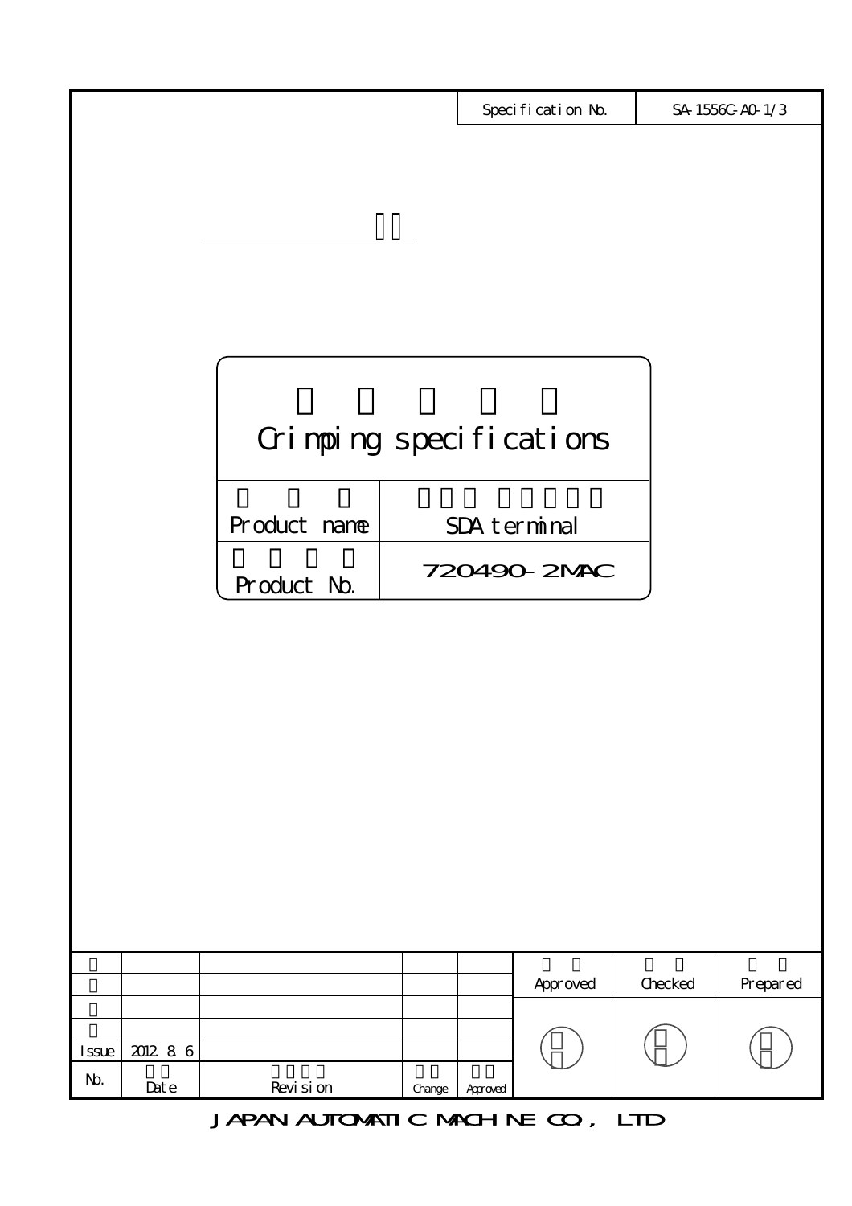| Specification No. | SA-1556C-A0-1/3 |
|---|---|

# Crimping specifications

| Product name | SDA terminal |
|---|---|
| Product No. | 720490-2MAC |

| No. | Date | Revision | Change | Approved |
|---|---|---|---|---|
| | | | | |
| | | | | |
| | | | | |
| | | | | |
| Issue | 2012. 8. 6 | | | |

| Approved | Checked | Prepared |
|---|---|---|
| | | |

JAPAN AUTOMATIC MACHINE CO., LTD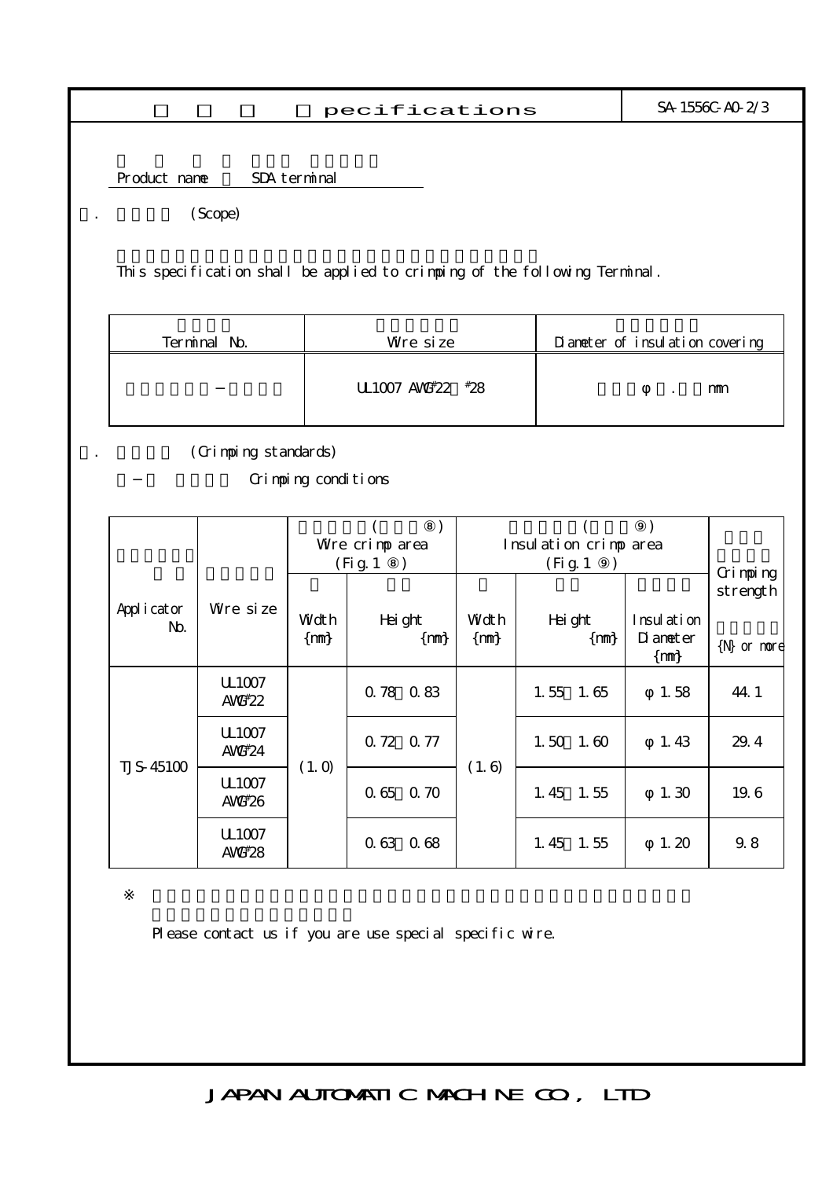# pecifications

SA-1556C-A0-2/3

Product name　SDA terminal

. (Scope)

This specification shall be applied to crimping of the following Terminal.

| Terminal No. | Wire size | Diameter of insulation covering |
|---|---|---|
| − | UL1007 AWG#22 #28 | φ . mm |

. (Crimping standards)

− Crimping conditions

| Applicator No. | Wire size | ( ⑧) Wire crimp area (Fig.1 ⑧) | | ( ⑨) Insulation crimp area (Fig.1 ⑨) | | | Crimping strength |
|---|---|---|---|---|---|---|---|
| | | Width {mm} | Height {mm} | Width {mm} | Height {mm} | Insulation Diameter {mm} | {N} or more |
| TJS-45100 | UL1007 AWG#22 | (1.0) | 0.78 0.83 | (1.6) | 1.55 1.65 | φ1.58 | 44.1 |
| | UL1007 AWG#24 | | 0.72 0.77 | | 1.50 1.60 | φ1.43 | 29.4 |
| | UL1007 AWG#26 | | 0.65 0.70 | | 1.45 1.55 | φ1.30 | 19.6 |
| | UL1007 AWG#28 | | 0.63 0.68 | | 1.45 1.55 | φ1.20 | 9.8 |

※

Please contact us if you are use special specific wire.

JAPAN AUTOMATIC MACHINE CO., LTD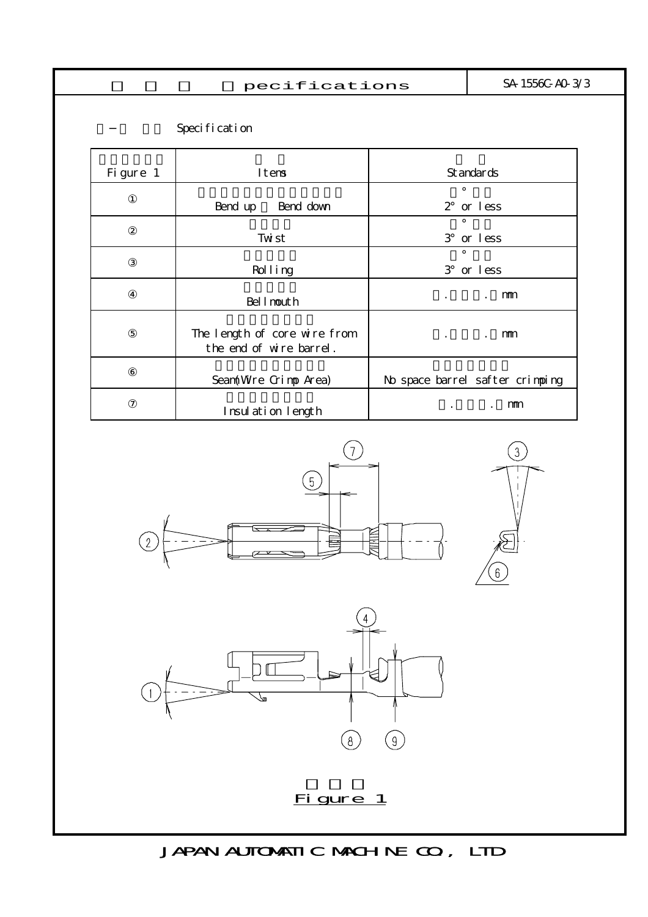Specification

| Figure 1 | Items | Standards |
|---|---|---|
| ① | Bend up Bend down | 2° or less |
| ② | Twist | 3° or less |
| ③ | Rolling | 3° or less |
| ④ | Bellmouth | . . mm |
| ⑤ | The length of core wire from the end of wire barrel. | . . mm |
| ⑥ | Seam(Wire Crimp Area) | No space barrel safter crimping |
| ⑦ | Insulation length | . . mm |

7
5
3
2
6
4
1
8
9

Figure 1